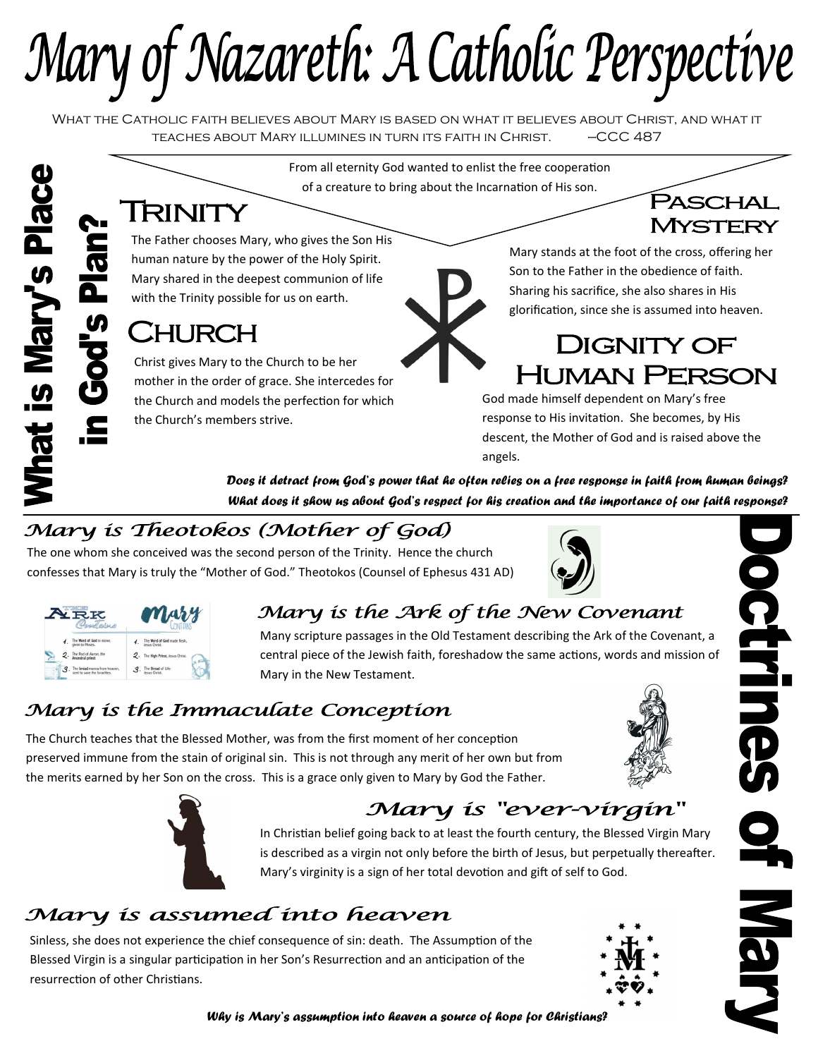# Mary of Nazareth: A Catholic Perspective

What the Catholic faith believes about Mary is based on what it believes about Christ, and what it teaches about Mary illumines in turn its faith in Christ. –CCC 487

## What is Mary's Place in God's Plan?

From all eternity God wanted to enlist the free cooperation of a creature to bring about the Incarnation of His son.

### Trinity

The Father chooses Mary, who gives the Son His human nature by the power of the Holy Spirit. Mary shared in the deepest communion of life with the Trinity possible for us on earth.

### Church

Christ gives Mary to the Church to be her mother in the order of grace. She intercedes for the Church and models the perfection for which the Church's members strive.

### Paschal Mystery

Mary stands at the foot of the cross, offering her Son to the Father in the obedience of faith. Sharing his sacrifice, she also shares in His glorification, since she is assumed into heaven.

### Dignity of Human Person

God made himself dependent on Mary's free response to His invitation. She becomes, by His descent, the Mother of God and is raised above the angels.

***Does it detract from God's power that he often relies on a free response in faith from human beings? What does it show us about God's respect for his creation and the importance of our faith response?***

## Doctrines of Mary

### *Mary is Theotokos (Mother of God)*

The one whom she conceived was the second person of the Trinity. Hence the church confesses that Mary is truly the "Mother of God." Theotokos (Counsel of Ephesus 431 AD)

| The Ark Contains | Mary Contains |
|---|---|
| 1. The Word of God in stone, given to Moses. | 1. The Word of God made flesh, Jesus Christ. |
| 2. The Rod of Aaron, the Ancestral priest. | 2. The High Priest, Jesus Christ. |
| 3. The bread manna from heaven, sent to save the Israelites. | 3. The Bread of Life: Jesus Christ. |

### *Mary is the Ark of the New Covenant*

Many scripture passages in the Old Testament describing the Ark of the Covenant, a central piece of the Jewish faith, foreshadow the same actions, words and mission of Mary in the New Testament.

### *Mary is the Immaculate Conception*

The Church teaches that the Blessed Mother, was from the first moment of her conception preserved immune from the stain of original sin. This is not through any merit of her own but from the merits earned by her Son on the cross. This is a grace only given to Mary by God the Father.

### *Mary is "ever-virgin"*

In Christian belief going back to at least the fourth century, the Blessed Virgin Mary is described as a virgin not only before the birth of Jesus, but perpetually thereafter. Mary's virginity is a sign of her total devotion and gift of self to God.

### *Mary is assumed into heaven*

Sinless, she does not experience the chief consequence of sin: death. The Assumption of the Blessed Virgin is a singular participation in her Son's Resurrection and an anticipation of the resurrection of other Christians.

***Why is Mary's assumption into heaven a source of hope for Christians?***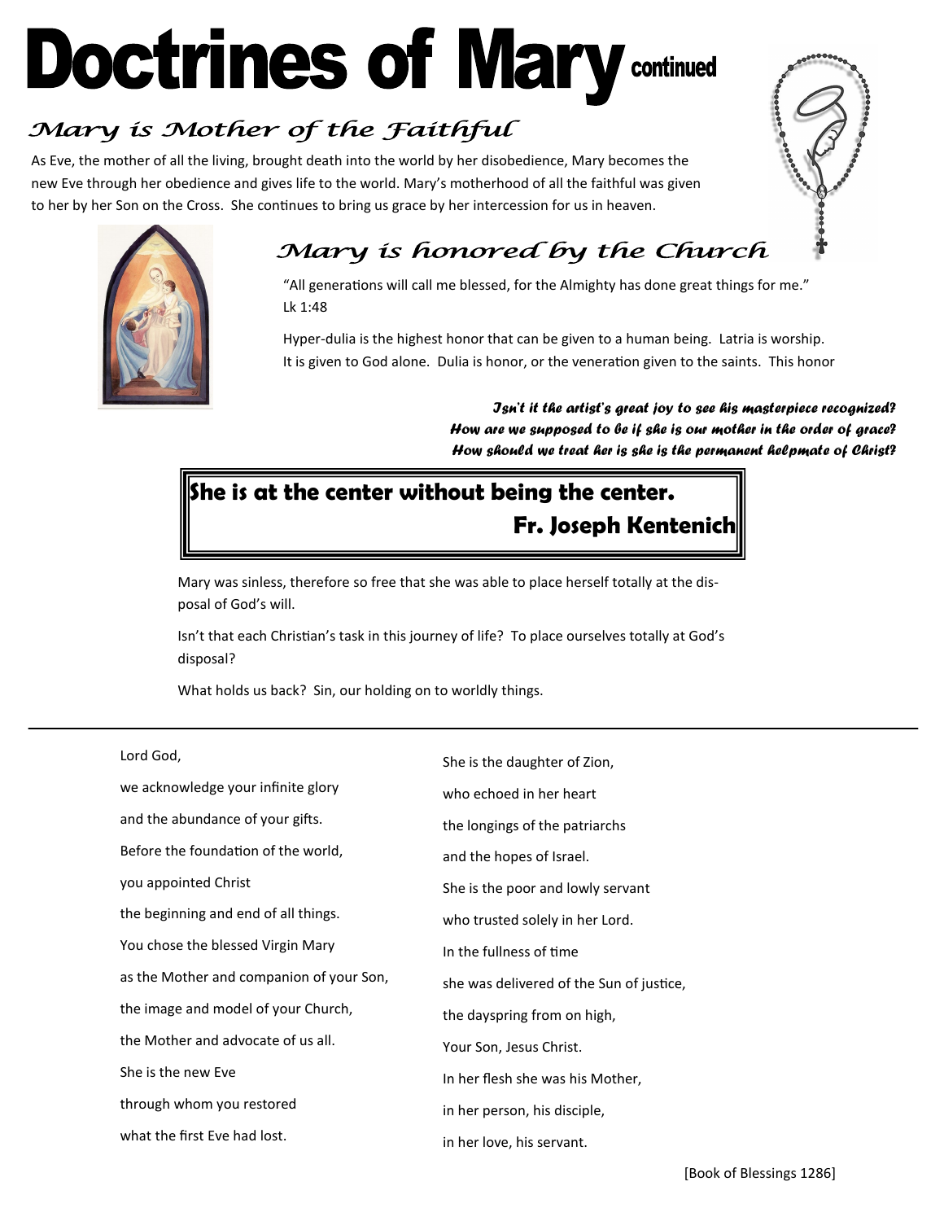# Doctrines of Mary continued

## *Mary is Mother of the Faithful*

As Eve, the mother of all the living, brought death into the world by her disobedience, Mary becomes the new Eve through her obedience and gives life to the world. Mary's motherhood of all the faithful was given to her by her Son on the Cross. She continues to bring us grace by her intercession for us in heaven.

## *Mary is honored by the Church*

"All generations will call me blessed, for the Almighty has done great things for me." Lk 1:48

Hyper-dulia is the highest honor that can be given to a human being. Latria is worship. It is given to God alone. Dulia is honor, or the veneration given to the saints. This honor

***Isn't it the artist's great joy to see his masterpiece recognized?***
***How are we supposed to be if she is our mother in the order of grace?***
***How should we treat her is she is the permanent helpmate of Christ?***

> **She is at the center without being the center.**
> **Fr. Joseph Kentenich**

Mary was sinless, therefore so free that she was able to place herself totally at the disposal of God's will.

Isn't that each Christian's task in this journey of life? To place ourselves totally at God's disposal?

What holds us back? Sin, our holding on to worldly things.

---

Lord God,
we acknowledge your infinite glory
and the abundance of your gifts.
Before the foundation of the world,
you appointed Christ
the beginning and end of all things.
You chose the blessed Virgin Mary
as the Mother and companion of your Son,
the image and model of your Church,
the Mother and advocate of us all.
She is the new Eve
through whom you restored
what the first Eve had lost.
She is the daughter of Zion,
who echoed in her heart
the longings of the patriarchs
and the hopes of Israel.
She is the poor and lowly servant
who trusted solely in her Lord.
In the fullness of time
she was delivered of the Sun of justice,
the dayspring from on high,
Your Son, Jesus Christ.
In her flesh she was his Mother,
in her person, his disciple,
in her love, his servant.

[Book of Blessings 1286]